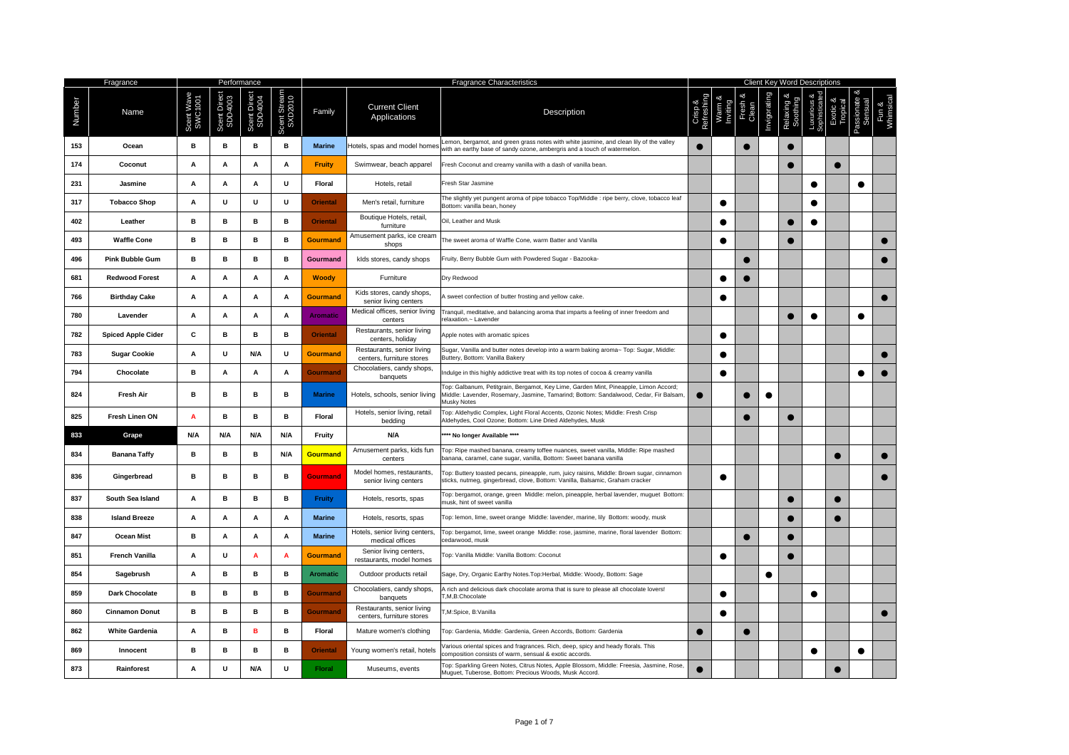| Fragrance | | Performance | | | | Fragrance Characteristics | | | Client Key Word Descriptions | | | | | | | | |
|---|---|---|---|---|---|---|---|---|---|---|---|---|---|---|---|---|---|
| Number | Name | Scent Wave SWC1001 | Scent Direct SDD4003 | Scent Direct SDD4004 | Scent Stream SXD2010 | Family | Current Client Applications | Description | Crisp & Refreshing | Warm & Inviting | Fresh & Clean | Invigorating | Relaxing & Soothing | Luxurious & Sophisticated | Exotic & Tropical | Passionate & Sensual | Fun & Whimsical |
| 153 | Ocean | B | B | B | B | Marine | Hotels, spas and model homes | Lemon, bergamot, and green grass notes with white jasmine, and clean lily of the valley with an earthy base of sandy ozone, ambergris and a touch of watermelon. | ● | | ● | | ● | | | | |
| 174 | Coconut | A | A | A | A | Fruity | Swimwear, beach apparel | Fresh Coconut and creamy vanilla with a dash of vanilla bean. | | | | | ● | | ● | | |
| 231 | Jasmine | A | A | A | U | Floral | Hotels, retail | Fresh Star Jasmine | | | | | | ● | | ● | |
| 317 | Tobacco Shop | A | U | U | U | Oriental | Men's retail, furniture | The slightly yet pungent aroma of pipe tobacco Top/Middle : ripe berry, clove, tobacco leaf Bottom: vanilla bean, honey | | ● | | | | ● | | | |
| 402 | Leather | B | B | B | B | Oriental | Boutique Hotels, retail, furniture | Oil, Leather and Musk | | ● | | | ● | ● | | | |
| 493 | Waffle Cone | B | B | B | B | Gourmand | Amusement parks, ice cream shops | The sweet aroma of Waffle Cone, warm Batter and Vanilla | | ● | | | ● | | | | ● |
| 496 | Pink Bubble Gum | B | B | B | B | Gourmand | kIds stores, candy shops | Fruity, Berry Bubble Gum with Powdered Sugar - Bazooka- | | | ● | | | | | | ● |
| 681 | Redwood Forest | A | A | A | A | Woody | Furniture | Dry Redwood | | ● | ● | | | | | | |
| 766 | Birthday Cake | A | A | A | A | Gourmand | Kids stores, candy shops, senior living centers | A sweet confection of butter frosting and yellow cake. | | ● | | | | | | | ● |
| 780 | Lavender | A | A | A | A | Aromatic | Medical offices, senior living centers | Tranquil, meditative, and balancing aroma that imparts a feeling of inner freedom and relaxation.~ Lavender | | | | | ● | ● | | ● | |
| 782 | Spiced Apple Cider | C | B | B | B | Oriental | Restaurants, senior living centers, holiday | Apple notes with aromatic spices | | ● | | | | | | | |
| 783 | Sugar Cookie | A | U | N/A | U | Gourmand | Restaurants, senior living centers, furniture stores | Sugar, Vanilla and butter notes develop into a warm baking aroma~ Top: Sugar, Middle: Buttery, Bottom: Vanilla Bakery | | ● | | | | | | | ● |
| 794 | Chocolate | B | A | A | A | Gourmand | Chocolatiers, candy shops, banquets | Indulge in this highly addictive treat with its top notes of cocoa & creamy vanilla | | ● | | | | | | ● | ● |
| 824 | Fresh Air | B | B | B | B | Marine | Hotels, schools, senior living | Top: Galbanum, Petitgrain, Bergamot, Key Lime, Garden Mint, Pineapple, Limon Accord; Middle: Lavender, Rosemary, Jasmine, Tamarind; Bottom: Sandalwood, Cedar, Fir Balsam, Musky Notes | ● | | ● | ● | | | | | |
| 825 | Fresh Linen ON | A | B | B | B | Floral | Hotels, senior living, retail bedding | Top: Aldehydic Complex, Light Floral Accents, Ozonic Notes; Middle: Fresh Crisp Aldehydes, Cool Ozone; Bottom: Line Dried Aldehydes, Musk | | | ● | | ● | | | | |
| 833 | Grape | N/A | N/A | N/A | N/A | Fruity | N/A | **** No longer Available **** | | | | | | | | | |
| 834 | Banana Taffy | B | B | B | N/A | Gourmand | Amusement parks, kids fun centers | Top: Ripe mashed banana, creamy toffee nuances, sweet vanilla, Middle: Ripe mashed banana, caramel, cane sugar, vanilla, Bottom: Sweet banana vanilla | | | | | | | ● | | ● |
| 836 | Gingerbread | B | B | B | B | Gourmand | Model homes, restaurants, senior living centers | Top: Buttery toasted pecans, pineapple, rum, juicy raisins, Middle: Brown sugar, cinnamon sticks, nutmeg, gingerbread, clove, Bottom: Vanilla, Balsamic, Graham cracker | | ● | | | | | | | ● |
| 837 | South Sea Island | A | B | B | B | Fruity | Hotels, resorts, spas | Top: bergamot, orange, green Middle: melon, pineapple, herbal lavender, muguet Bottom: musk, hint of sweet vanilla | | | | | ● | | ● | | |
| 838 | Island Breeze | A | A | A | A | Marine | Hotels, resorts, spas | Top: lemon, lime, sweet orange Middle: lavender, marine, lily Bottom: woody, musk | | | | | ● | | ● | | |
| 847 | Ocean Mist | B | A | A | A | Marine | Hotels, senior living centers, medical offices | Top: bergamot, lime, sweet orange Middle: rose, jasmine, marine, floral lavender Bottom: cedarwood, musk | | | ● | | ● | | | | |
| 851 | French Vanilla | A | U | A | A | Gourmand | Senior living centers, restaurants, model homes | Top: Vanilla Middle: Vanilla Bottom: Coconut | | ● | | | ● | | | | |
| 854 | Sagebrush | A | B | B | B | Aromatic | Outdoor products retail | Sage, Dry, Organic Earthy Notes.Top:Herbal, Middle: Woody, Bottom: Sage | | | | ● | | | | | |
| 859 | Dark Chocolate | B | B | B | B | Gourmand | Chocolatiers, candy shops, banquets | A rich and delicious dark chocolate aroma that is sure to please all chocolate lovers! T,M,B:Chocolate | | ● | | | | ● | | | |
| 860 | Cinnamon Donut | B | B | B | B | Gourmand | Restaurants, senior living centers, furniture stores | T,M:Spice, B:Vanilla | | ● | | | | | | | ● |
| 862 | White Gardenia | A | B | B | B | Floral | Mature women's clothing | Top: Gardenia, Middle: Gardenia, Green Accords, Bottom: Gardenia | ● | | ● | | | | | | |
| 869 | Innocent | B | B | B | B | Oriental | Young women's retail, hotels | Various oriental spices and fragrances. Rich, deep, spicy and heady florals. This composition consists of warm, sensual & exotic accords. | | | | | | ● | | ● | |
| 873 | Rainforest | A | U | N/A | U | Floral | Museums, events | Top: Sparkling Green Notes, Citrus Notes, Apple Blossom, Middle: Freesia, Jasmine, Rose, Muguet, Tuberose, Bottom: Precious Woods, Musk Accord. | ● | | | | | | ● | | |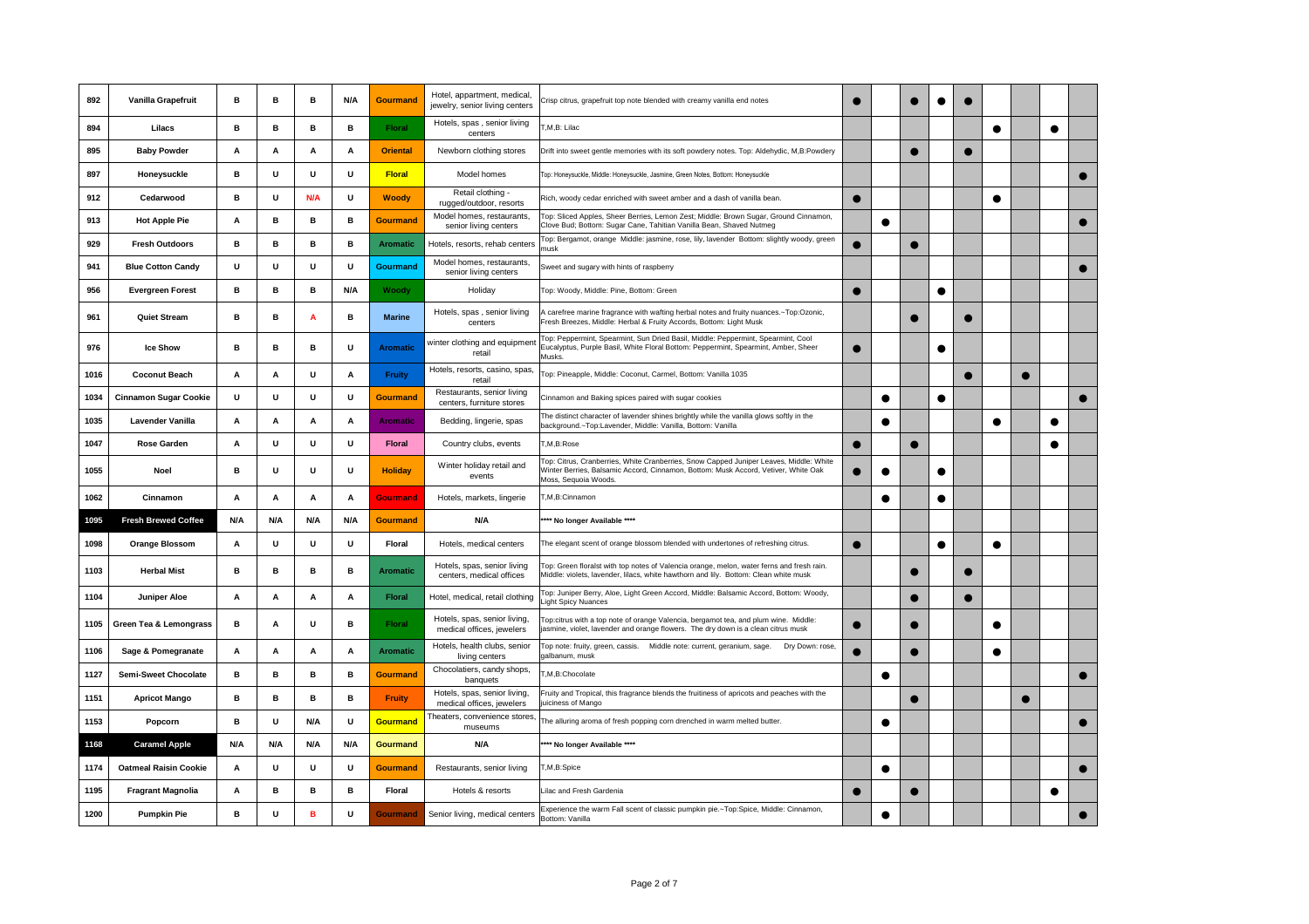| | | | | | | | | | | | | | | | | | | |
|---|---|---|---|---|---|---|---|---|---|---|---|---|---|---|---|---|---|---|
| 892 | **Vanilla Grapefruit** | B | B | B | N/A | Gourmand | Hotel, appartment, medical, jewelry, senior living centers | Crisp citrus, grapefruit top note blended with creamy vanilla end notes | ● | | ● | ● | ● | | | | |
| 894 | **Lilacs** | B | B | B | B | Floral | Hotels, spas , senior living centers | T,M,B: Lilac | | | | | | ● | | ● | |
| 895 | **Baby Powder** | A | A | A | A | Oriental | Newborn clothing stores | Drift into sweet gentle memories with its soft powdery notes. Top: Aldehydic, M,B:Powdery | | | ● | | ● | | | | |
| 897 | **Honeysuckle** | B | U | U | U | Floral | Model homes | Top: Honeysuckle, Middle: Honeysuckle, Jasmine, Green Notes, Bottom: Honeysuckle | | | | | | | | | ● |
| 912 | **Cedarwood** | B | U | N/A | U | Woody | Retail clothing - rugged/outdoor, resorts | Rich, woody cedar enriched with sweet amber and a dash of vanilla bean. | ● | | | | | ● | | | |
| 913 | **Hot Apple Pie** | A | B | B | B | Gourmand | Model homes, restaurants, senior living centers | Top: Sliced Apples, Sheer Berries, Lemon Zest; Middle: Brown Sugar, Ground Cinnamon, Clove Bud; Bottom: Sugar Cane, Tahitian Vanilla Bean, Shaved Nutmeg | | ● | | | | | | | ● |
| 929 | **Fresh Outdoors** | B | B | B | B | Aromatic | Hotels, resorts, rehab centers | Top: Bergamot, orange Middle: jasmine, rose, lily, lavender Bottom: slightly woody, green musk | ● | | ● | | | | | | |
| 941 | **Blue Cotton Candy** | U | U | U | U | Gourmand | Model homes, restaurants, senior living centers | Sweet and sugary with hints of raspberry | | | | | | | | | ● |
| 956 | **Evergreen Forest** | B | B | B | N/A | Woody | Holiday | Top: Woody, Middle: Pine, Bottom: Green | ● | | | ● | | | | | |
| 961 | **Quiet Stream** | B | B | A | B | Marine | Hotels, spas , senior living centers | A carefree marine fragrance with wafting herbal notes and fruity nuances.~Top:Ozonic, Fresh Breezes, Middle: Herbal & Fruity Accords, Bottom: Light Musk | | | ● | | ● | | | | |
| 976 | **Ice Show** | B | B | B | U | Aromatic | winter clothing and equipment retail | Top: Peppermint, Spearmint, Sun Dried Basil, Middle: Peppermint, Spearmint, Cool Eucalyptus, Purple Basil, White Floral Bottom: Peppermint, Spearmint, Amber, Sheer Musks. | ● | | | ● | | | | | |
| 1016 | **Coconut Beach** | A | A | U | A | Fruity | Hotels, resorts, casino, spas, retail | Top: Pineapple, Middle: Coconut, Carmel, Bottom: Vanilla 1035 | | | | | ● | | ● | | |
| 1034 | **Cinnamon Sugar Cookie** | U | U | U | U | Gourmand | Restaurants, senior living centers, furniture stores | Cinnamon and Baking spices paired with sugar cookies | | ● | | ● | | | | | ● |
| 1035 | **Lavender Vanilla** | A | A | A | A | Aromatic | Bedding, lingerie, spas | The distinct character of lavender shines brightly while the vanilla glows softly in the background.~Top:Lavender, Middle: Vanilla, Bottom: Vanilla | | ● | | | | ● | | ● | |
| 1047 | **Rose Garden** | A | U | U | U | Floral | Country clubs, events | T,M,B:Rose | ● | | ● | | | | | ● | |
| 1055 | **Noel** | B | U | U | U | Holiday | Winter holiday retail and events | Top: Citrus, Cranberries, White Cranberries, Snow Capped Juniper Leaves, Middle: White Winter Berries, Balsamic Accord, Cinnamon, Bottom: Musk Accord, Vetiver, White Oak Moss, Sequoia Woods. | ● | ● | | ● | | | | | |
| 1062 | **Cinnamon** | A | A | A | A | Gourmand | Hotels, markets, lingerie | T,M,B:Cinnamon | | ● | | ● | | | | | |
| 1095 | **Fresh Brewed Coffee** | N/A | N/A | N/A | N/A | Gourmand | N/A | **** No longer Available **** | | | | | | | | | |
| 1098 | **Orange Blossom** | A | U | U | U | Floral | Hotels, medical centers | The elegant scent of orange blossom blended with undertones of refreshing citrus. | ● | | | ● | | ● | | | |
| 1103 | **Herbal Mist** | B | B | B | B | Aromatic | Hotels, spas, senior living centers, medical offices | Top: Green floralst with top notes of Valencia orange, melon, water ferns and fresh rain. Middle: violets, lavender, lilacs, white hawthorn and lily. Bottom: Clean white musk | | | ● | | ● | | | | |
| 1104 | **Juniper Aloe** | A | A | A | A | Floral | Hotel, medical, retail clothing | Top: Juniper Berry, Aloe, Light Green Accord, Middle: Balsamic Accord, Bottom: Woody, Light Spicy Nuances | | | ● | | ● | | | | |
| 1105 | **Green Tea & Lemongrass** | B | A | U | B | Floral | Hotels, spas, senior living, medical offices, jewelers | Top:citrus with a top note of orange Valencia, bergamot tea, and plum wine. Middle: jasmine, violet, lavender and orange flowers. The dry down is a clean citrus musk | ● | | ● | | | ● | | | |
| 1106 | **Sage & Pomegranate** | A | A | A | A | Aromatic | Hotels, health clubs, senior living centers | Top note: fruity, green, cassis. Middle note: current, geranium, sage. Dry Down: rose, galbanum, musk | ● | | ● | | | ● | | | |
| 1127 | **Semi-Sweet Chocolate** | B | B | B | B | Gourmand | Chocolatiers, candy shops, banquets | T,M,B:Chocolate | | ● | | | | | | | ● |
| 1151 | **Apricot Mango** | B | B | B | B | Fruity | Hotels, spas, senior living, medical offices, jewelers | Fruity and Tropical, this fragrance blends the fruitiness of apricots and peaches with the juiciness of Mango | | | ● | | | | ● | | |
| 1153 | **Popcorn** | B | U | N/A | U | Gourmand | Theaters, convenience stores, museums | The alluring aroma of fresh popping corn drenched in warm melted butter. | | ● | | | | | | | ● |
| 1168 | **Caramel Apple** | N/A | N/A | N/A | N/A | Gourmand | N/A | **** No longer Available **** | | | | | | | | | |
| 1174 | **Oatmeal Raisin Cookie** | A | U | U | U | Gourmand | Restaurants, senior living | T,M,B:Spice | | ● | | | | | | | ● |
| 1195 | **Fragrant Magnolia** | A | B | B | B | Floral | Hotels & resorts | Lilac and Fresh Gardenia | ● | | ● | | | | | ● | |
| 1200 | **Pumpkin Pie** | B | U | B | U | Gourmand | Senior living, medical centers | Experience the warm Fall scent of classic pumpkin pie.~Top:Spice, Middle: Cinnamon, Bottom: Vanilla | | ● | | | | | | | ● |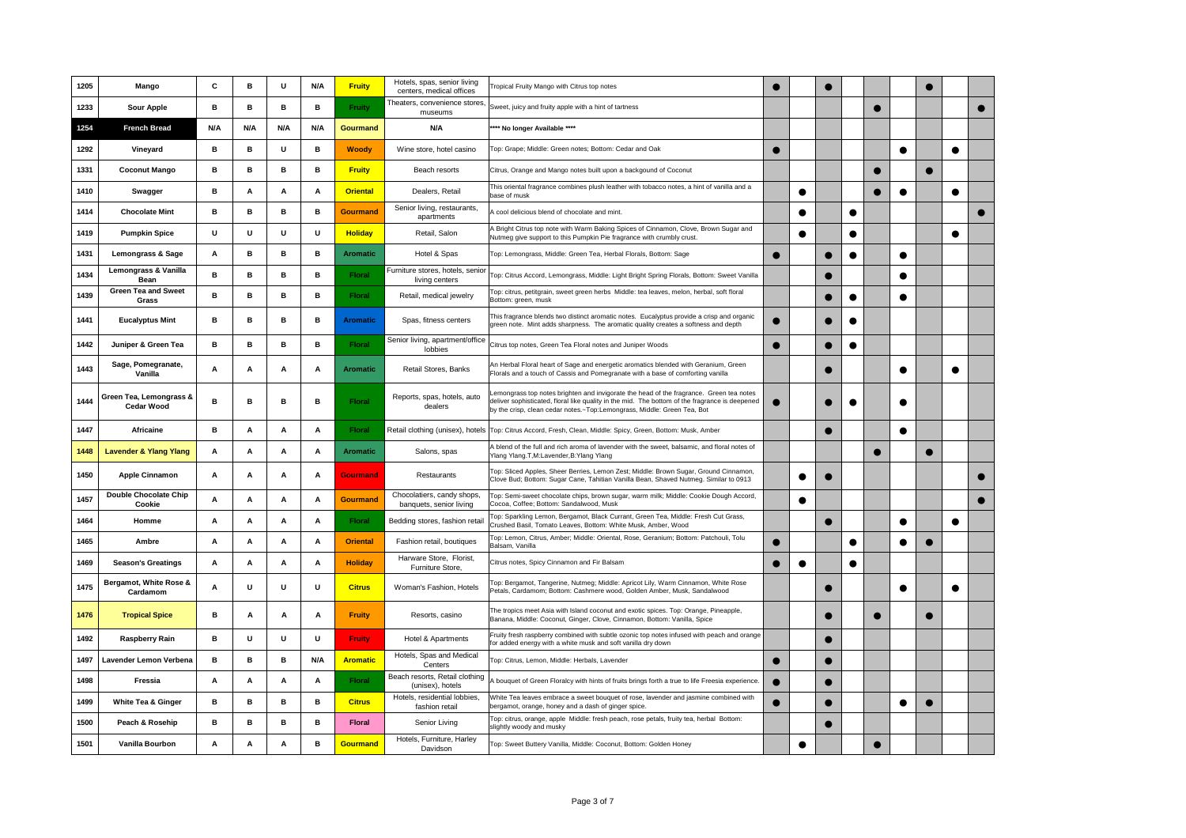| | | | | | | | | | | | | | | | | | |
|---|---|---|---|---|---|---|---|---|---|---|---|---|---|---|---|---|---|
| 1205 | Mango | C | B | U | N/A | Fruity | Hotels, spas, senior living centers, medical offices | Tropical Fruity Mango with Citrus top notes | ● | | ● | | | | ● | | |
| 1233 | Sour Apple | B | B | B | B | Fruity | Theaters, convenience stores, museums | Sweet, juicy and fruity apple with a hint of tartness | | | | | ● | | | | ● |
| 1254 | French Bread | N/A | N/A | N/A | N/A | Gourmand | N/A | **** No longer Available **** | | | | | | | | | |
| 1292 | Vineyard | B | B | U | B | Woody | Wine store, hotel casino | Top: Grape; Middle: Green notes; Bottom: Cedar and Oak | ● | | | | | ● | | ● | |
| 1331 | Coconut Mango | B | B | B | B | Fruity | Beach resorts | Citrus, Orange and Mango notes built upon a backgound of Coconut | | | | | ● | | ● | | |
| 1410 | Swagger | B | A | A | A | Oriental | Dealers, Retail | This oriental fragrance combines plush leather with tobacco notes, a hint of vanilla and a base of musk | | ● | | | ● | ● | | ● | |
| 1414 | Chocolate Mint | B | B | B | B | Gourmand | Senior living, restaurants, apartments | A cool delicious blend of chocolate and mint. | | ● | | ● | | | | | ● |
| 1419 | Pumpkin Spice | U | U | U | U | Holiday | Retail, Salon | A Bright Citrus top note with Warm Baking Spices of Cinnamon, Clove, Brown Sugar and Nutmeg give support to this Pumpkin Pie fragrance with crumbly crust. | | ● | | ● | | | | ● | |
| 1431 | Lemongrass & Sage | A | B | B | B | Aromatic | Hotel & Spas | Top: Lemongrass, Middle: Green Tea, Herbal Florals, Bottom: Sage | ● | | ● | ● | | ● | | | |
| 1434 | Lemongrass & Vanilla Bean | B | B | B | B | Floral | Furniture stores, hotels, senior living centers | Top: Citrus Accord, Lemongrass, Middle: Light Bright Spring Florals, Bottom: Sweet Vanilla | | | ● | | | ● | | | |
| 1439 | Green Tea and Sweet Grass | B | B | B | B | Floral | Retail, medical jewelry | Top: citrus, petitgrain, sweet green herbs Middle: tea leaves, melon, herbal, soft floral Bottom: green, musk | | | ● | ● | | ● | | | |
| 1441 | Eucalyptus Mint | B | B | B | B | Aromatic | Spas, fitness centers | This fragrance blends two distinct aromatic notes. Eucalyptus provide a crisp and organic green note. Mint adds sharpness. The aromatic quality creates a softness and depth | ● | | ● | ● | | | | | |
| 1442 | Juniper & Green Tea | B | B | B | B | Floral | Senior living, apartment/office lobbies | Citrus top notes, Green Tea Floral notes and Juniper Woods | ● | | ● | ● | | | | | |
| 1443 | Sage, Pomegranate, Vanilla | A | A | A | A | Aromatic | Retail Stores, Banks | An Herbal Floral heart of Sage and energetic aromatics blended with Geranium, Green Florals and a touch of Cassis and Pomegranate with a base of comforting vanilla | | | ● | | | ● | | ● | |
| 1444 | Green Tea, Lemongrass & Cedar Wood | B | B | B | B | Floral | Reports, spas, hotels, auto dealers | Lemongrass top notes brighten and invigorate the head of the fragrance. Green tea notes deliver sophisticated, floral like quality in the mid. The bottom of the fragrance is deepened by the crisp, clean cedar notes.~Top:Lemongrass, Middle: Green Tea, Bot | ● | | ● | ● | | ● | | | |
| 1447 | Africaine | B | A | A | A | Floral | Retail clothing (unisex), hotels | Top: Citrus Accord, Fresh, Clean, Middle: Spicy, Green, Bottom: Musk, Amber | | | ● | | | ● | | | |
| 1448 | Lavender & Ylang Ylang | A | A | A | A | Aromatic | Salons, spas | A blend of the full and rich aroma of lavender with the sweet, balsamic, and floral notes of Ylang Ylang.T,M:Lavender,B:Ylang Ylang | | | | | ● | | ● | | |
| 1450 | Apple Cinnamon | A | A | A | A | Gourmand | Restaurants | Top: Sliced Apples, Sheer Berries, Lemon Zest; Middle: Brown Sugar, Ground Cinnamon, Clove Bud; Bottom: Sugar Cane, Tahitian Vanilla Bean, Shaved Nutmeg. Similar to 0913 | | ● | ● | | | | | | ● |
| 1457 | Double Chocolate Chip Cookie | A | A | A | A | Gourmand | Chocolatiers, candy shops, banquets, senior living | Top: Semi-sweet chocolate chips, brown sugar, warm milk; Middle: Cookie Dough Accord, Cocoa, Coffee; Bottom: Sandalwood, Musk | | ● | | | | | | | ● |
| 1464 | Homme | A | A | A | A | Floral | Bedding stores, fashion retail | Top: Sparkling Lemon, Bergamot, Black Currant, Green Tea, Middle: Fresh Cut Grass, Crushed Basil, Tomato Leaves, Bottom: White Musk, Amber, Wood | | | ● | | | ● | | ● | |
| 1465 | Ambre | A | A | A | A | Oriental | Fashion retail, boutiques | Top: Lemon, Citrus, Amber; Middle: Oriental, Rose, Geranium; Bottom: Patchouli, Tolu Balsam, Vanilla | ● | | | ● | | ● | ● | | |
| 1469 | Season's Greatings | A | A | A | A | Holiday | Harware Store, Florist, Furniture Store, | Citrus notes, Spicy Cinnamon and Fir Balsam | ● | ● | | ● | | | | | |
| 1475 | Bergamot, White Rose & Cardamom | A | U | U | U | Citrus | Woman's Fashion, Hotels | Top: Bergamot, Tangerine, Nutmeg; Middle: Apricot Lily, Warm Cinnamon, White Rose Petals, Cardamom; Bottom: Cashmere wood, Golden Amber, Musk, Sandalwood | | | ● | | | ● | | ● | |
| 1476 | Tropical Spice | B | A | A | A | Fruity | Resorts, casino | The tropics meet Asia with Island coconut and exotic spices. Top: Orange, Pineapple, Banana, Middle: Coconut, Ginger, Clove, Cinnamon, Bottom: Vanilla, Spice | | | ● | | ● | | ● | | |
| 1492 | Raspberry Rain | B | U | U | U | Fruity | Hotel & Apartments | Fruity fresh raspberry combined with subtle ozonic top notes infused with peach and orange for added energy with a white musk and soft vanilla dry down | | | ● | | | | | | |
| 1497 | Lavender Lemon Verbena | B | B | B | N/A | Aromatic | Hotels, Spas and Medical Centers | Top: Citrus, Lemon, Middle: Herbals, Lavender | ● | | ● | | | | | | |
| 1498 | Fressia | A | A | A | A | Floral | Beach resorts, Retail clothing (unisex), hotels | A bouquet of Green Floralcy with hints of fruits brings forth a true to life Freesia experience. | ● | | ● | | | | | | |
| 1499 | White Tea & Ginger | B | B | B | B | Citrus | Hotels, residential lobbies, fashion retail | White Tea leaves embrace a sweet bouquet of rose, lavender and jasmine combined with bergamot, orange, honey and a dash of ginger spice. | ● | | ● | | | ● | ● | | |
| 1500 | Peach & Rosehip | B | B | B | B | Floral | Senior Living | Top: citrus, orange, apple Middle: fresh peach, rose petals, fruity tea, herbal Bottom: slightly woody and musky | | | ● | | | | | | |
| 1501 | Vanilla Bourbon | A | A | A | B | Gourmand | Hotels, Furniture, Harley Davidson | Top: Sweet Buttery Vanilla, Middle: Coconut, Bottom: Golden Honey | | ● | | | ● | | | | |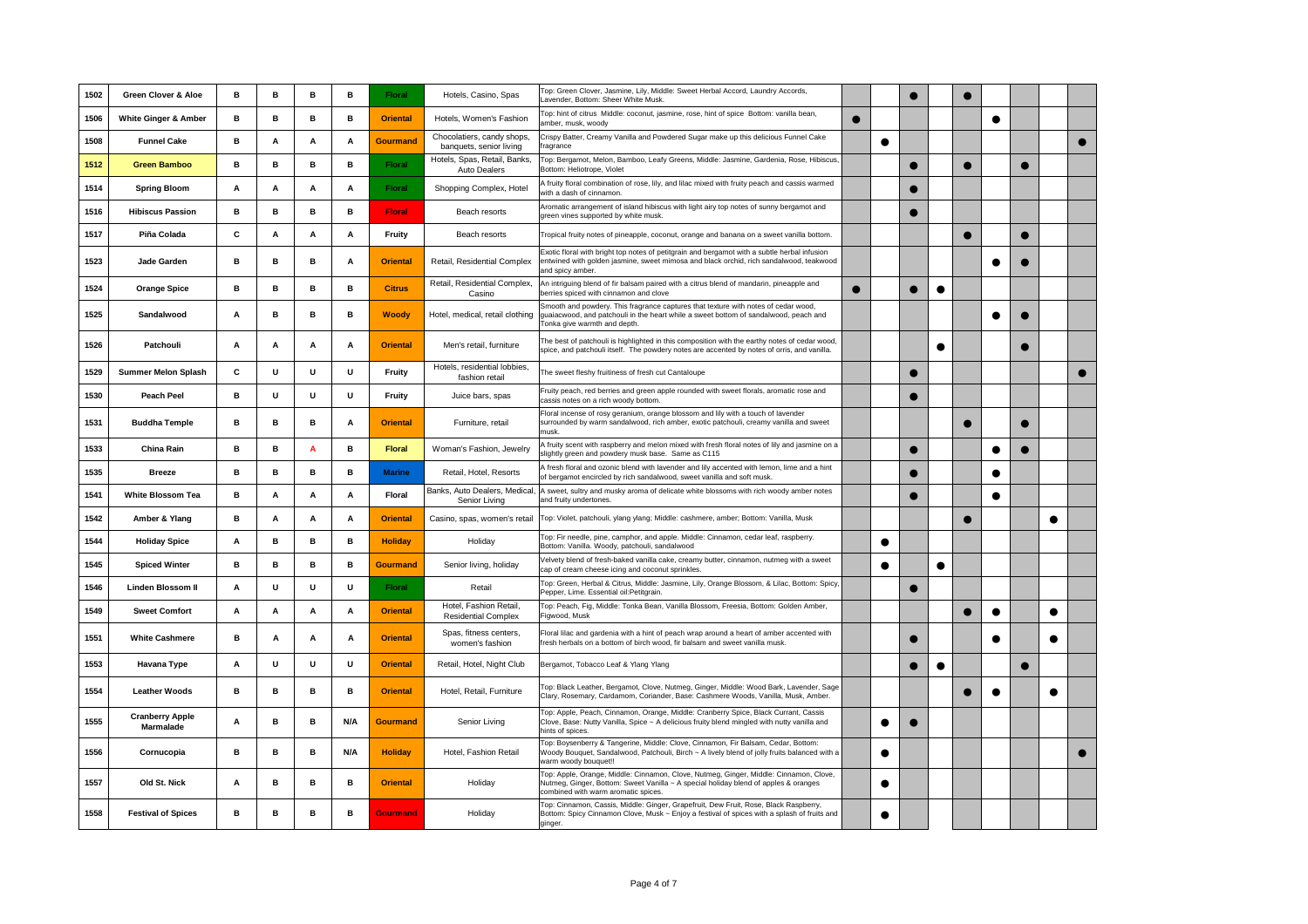| | | | | | | | | | | | | | | | | | | |
|---|---|---|---|---|---|---|---|---|---|---|---|---|---|---|---|---|---|---|
| 1502 | **Green Clover & Aloe** | B | B | B | B | Floral | Hotels, Casino, Spas | Top: Green Clover, Jasmine, Lily, Middle: Sweet Herbal Accord, Laundry Accords, Lavender, Bottom: Sheer White Musk. | | | | ● | | ● | | | | |
| 1506 | **White Ginger & Amber** | B | B | B | B | Oriental | Hotels, Women's Fashion | Top: hint of citrus Middle: coconut, jasmine, rose, hint of spice Bottom: vanilla bean, amber, musk, woody | ● | | | | | | ● | | | |
| 1508 | **Funnel Cake** | B | A | A | A | Gourmand | Chocolatiers, candy shops, banquets, senior living | Crispy Batter, Creamy Vanilla and Powdered Sugar make up this delicious Funnel Cake fragrance | | | ● | | | | | | | ● |
| 1512 | **Green Bamboo** | B | B | B | B | Floral | Hotels, Spas, Retail, Banks, Auto Dealers | Top: Bergamot, Melon, Bamboo, Leafy Greens, Middle: Jasmine, Gardenia, Rose, Hibiscus, Bottom: Heliotrope, Violet | | | | ● | | ● | | ● | | |
| 1514 | **Spring Bloom** | A | A | A | A | Floral | Shopping Complex, Hotel | A fruity floral combination of rose, lily, and lilac mixed with fruity peach and cassis warmed with a dash of cinnamon. | | | | ● | | | | | | |
| 1516 | **Hibiscus Passion** | B | B | B | B | Floral | Beach resorts | Aromatic arrangement of island hibiscus with light airy top notes of sunny bergamot and green vines supported by white musk. | | | | ● | | | | | | |
| 1517 | **Piña Colada** | C | A | A | A | Fruity | Beach resorts | Tropical fruity notes of pineapple, coconut, orange and banana on a sweet vanilla bottom. | | | | | | ● | | ● | | |
| 1523 | **Jade Garden** | B | B | B | A | Oriental | Retail, Residential Complex | Exotic floral with bright top notes of petitgrain and bergamot with a subtle herbal infusion entwined with golden jasmine, sweet mimosa and black orchid, rich sandalwood, teakwood and spicy amber. | | | | | | | ● | ● | | |
| 1524 | **Orange Spice** | B | B | B | B | Citrus | Retail, Residential Complex, Casino | An intriguing blend of fir balsam paired with a citrus blend of mandarin, pineapple and berries spiced with cinnamon and clove | ● | | | ● | ● | | | | | |
| 1525 | **Sandalwood** | A | B | B | B | Woody | Hotel, medical, retail clothing | Smooth and powdery. This fragrance captures that texture with notes of cedar wood, guaiacwood, and patchouli in the heart while a sweet bottom of sandalwood, peach and Tonka give warmth and depth. | | | | | | | ● | ● | | |
| 1526 | **Patchouli** | A | A | A | A | Oriental | Men's retail, furniture | The best of patchouli is highlighted in this composition with the earthy notes of cedar wood, spice, and patchouli itself. The powdery notes are accented by notes of orris, and vanilla. | | | | | ● | | | ● | | |
| 1529 | **Summer Melon Splash** | C | U | U | U | Fruity | Hotels, residential lobbies, fashion retail | The sweet fleshy fruitiness of fresh cut Cantaloupe | | | | ● | | | | | | ● |
| 1530 | **Peach Peel** | B | U | U | U | Fruity | Juice bars, spas | Fruity peach, red berries and green apple rounded with sweet florals, aromatic rose and cassis notes on a rich woody bottom. | | | | ● | | | | | | |
| 1531 | **Buddha Temple** | B | B | B | A | Oriental | Furniture, retail | Floral incense of rosy geranium, orange blossom and lily with a touch of lavender surrounded by warm sandalwood, rich amber, exotic patchouli, creamy vanilla and sweet musk. | | | | | | ● | | ● | | |
| 1533 | **China Rain** | B | B | A | B | Floral | Woman's Fashion, Jewelry | A fruity scent with raspberry and melon mixed with fresh floral notes of lily and jasmine on a slightly green and powdery musk base. Same as C115 | | | | ● | | | ● | ● | | |
| 1535 | **Breeze** | B | B | B | B | Marine | Retail, Hotel, Resorts | A fresh floral and ozonic blend with lavender and lily accented with lemon, lime and a hint of bergamot encircled by rich sandalwood, sweet vanilla and soft musk. | | | | ● | | | ● | | | |
| 1541 | **White Blossom Tea** | B | A | A | A | Floral | Banks, Auto Dealers, Medical, Senior Living | A sweet, sultry and musky aroma of delicate white blossoms with rich woody amber notes and fruity undertones. | | | | ● | | | ● | | | |
| 1542 | **Amber & Ylang** | B | A | A | A | Oriental | Casino, spas, women's retail | Top: Violet, patchouli, ylang ylang; Middle: cashmere, amber; Bottom: Vanilla, Musk | | | | | | ● | | | ● | |
| 1544 | **Holiday Spice** | A | B | B | B | Holiday | Holiday | Top: Fir needle, pine, camphor, and apple. Middle: Cinnamon, cedar leaf, raspberry. Bottom: Vanilla. Woody, patchouli, sandalwood | | | ● | | | | | | | |
| 1545 | **Spiced Winter** | B | B | B | B | Gourmand | Senior living, holiday | Velvety blend of fresh-baked vanilla cake, creamy butter, cinnamon, nutmeg with a sweet cap of cream cheese icing and coconut sprinkles. | | | ● | | ● | | | | | |
| 1546 | **Linden Blossom II** | A | U | U | U | Floral | Retail | Top: Green, Herbal & Citrus, Middle: Jasmine, Lily, Orange Blossom, & Lilac, Bottom: Spicy, Pepper, Lime. Essential oil:Petitgrain. | | | | ● | | | | | | |
| 1549 | **Sweet Comfort** | A | A | A | A | Oriental | Hotel, Fashion Retail, Residential Complex | Top: Peach, Fig, Middle: Tonka Bean, Vanilla Blossom, Freesia, Bottom: Golden Amber, Figwood, Musk | | | | | | ● | ● | | ● | |
| 1551 | **White Cashmere** | B | A | A | A | Oriental | Spas, fitness centers, women's fashion | Floral lilac and gardenia with a hint of peach wrap around a heart of amber accented with fresh herbals on a bottom of birch wood, fir balsam and sweet vanilla musk. | | | | ● | | | ● | | ● | |
| 1553 | **Havana Type** | A | U | U | U | Oriental | Retail, Hotel, Night Club | Bergamot, Tobacco Leaf & Ylang Ylang | | | | ● | ● | | | ● | | |
| 1554 | **Leather Woods** | B | B | B | B | Oriental | Hotel, Retail, Furniture | Top: Black Leather, Bergamot, Clove, Nutmeg, Ginger, Middle: Wood Bark, Lavender, Sage Clary, Rosemary, Cardamom, Coriander, Base: Cashmere Woods, Vanilla, Musk, Amber. | | | | | | ● | ● | | ● | |
| 1555 | **Cranberry Apple Marmalade** | A | B | B | N/A | Gourmand | Senior Living | Top: Apple, Peach, Cinnamon, Orange, Middle: Cranberry Spice, Black Currant, Cassis Clove, Base: Nutty Vanilla, Spice ~ A delicious fruity blend mingled with nutty vanilla and hints of spices. | | | ● | ● | | | | | | |
| 1556 | **Cornucopia** | B | B | B | N/A | Holiday | Hotel, Fashion Retail | Top: Boysenberry & Tangerine, Middle: Clove, Cinnamon, Fir Balsam, Cedar, Bottom: Woody Bouquet, Sandalwood, Patchouli, Birch ~ A lively blend of jolly fruits balanced with a warm woody bouquet!! | | | ● | | | | | | | ● |
| 1557 | **Old St. Nick** | A | B | B | B | Oriental | Holiday | Top: Apple, Orange, Middle: Cinnamon, Clove, Nutmeg, Ginger, Middle: Cinnamon, Clove, Nutmeg, Ginger, Bottom: Sweet Vanilla ~ A special holiday blend of apples & oranges combined with warm aromatic spices. | | | ● | | | | | | | |
| 1558 | **Festival of Spices** | B | B | B | B | Gourmand | Holiday | Top: Cinnamon, Cassis, Middle: Ginger, Grapefruit, Dew Fruit, Rose, Black Raspberry, Bottom: Spicy Cinnamon Clove, Musk ~ Enjoy a festival of spices with a splash of fruits and ginger. | | | ● | | | | | | | |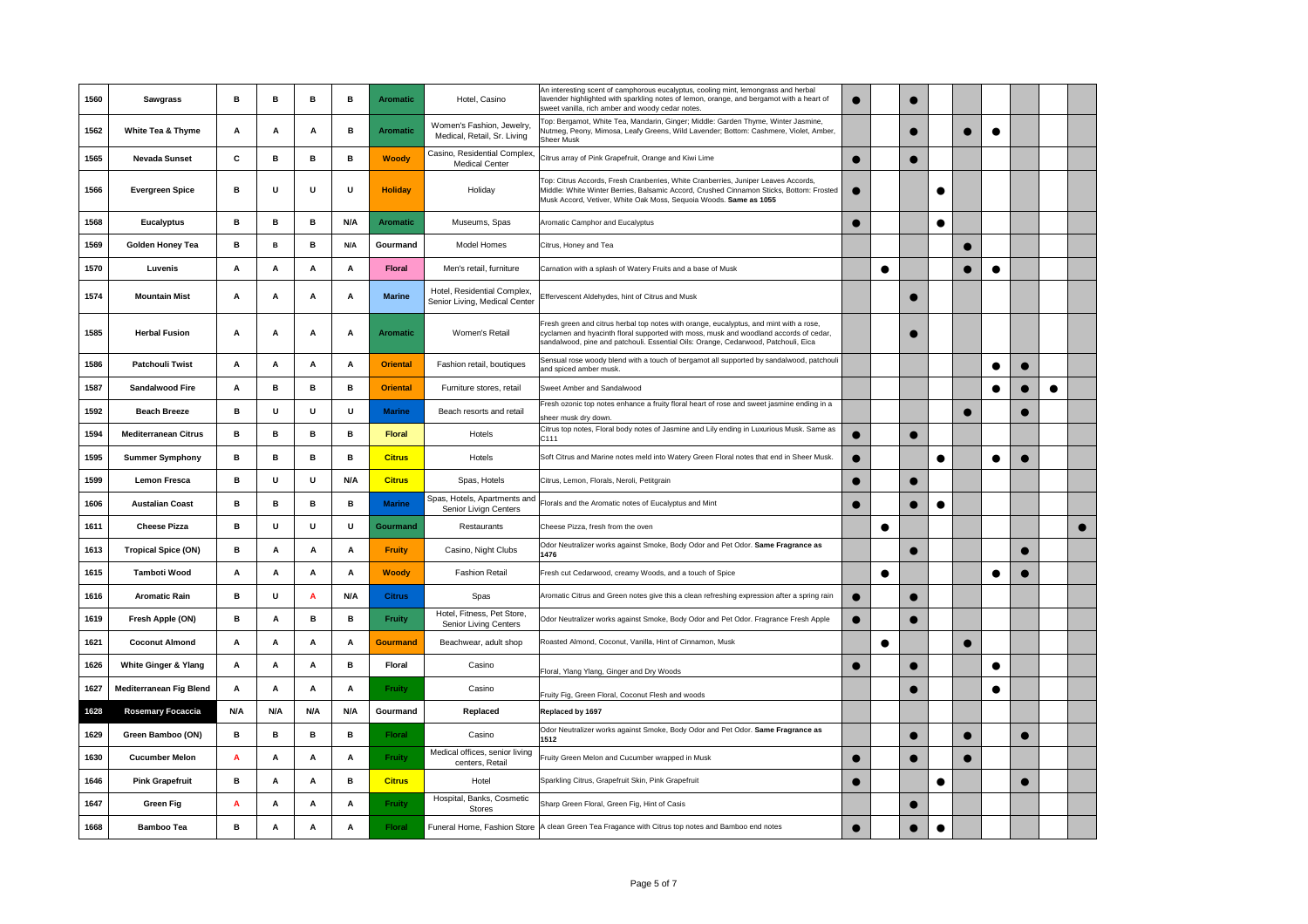| | | | | | | | | | | | | | | | | | | |
|---|---|---|---|---|---|---|---|---|---|---|---|---|---|---|---|---|---|---|
| 1560 | **Sawgrass** | B | B | B | B | Aromatic | Hotel, Casino | An interesting scent of camphorous eucalyptus, cooling mint, lemongrass and herbal lavender highlighted with sparkling notes of lemon, orange, and bergamot with a heart of sweet vanilla, rich amber and woody cedar notes. | ● | | ● | | | | | | |
| 1562 | **White Tea & Thyme** | A | A | A | B | Aromatic | Women's Fashion, Jewelry, Medical, Retail, Sr. Living | Top: Bergamot, White Tea, Mandarin, Ginger; Middle: Garden Thyme, Winter Jasmine, Nutmeg, Peony, Mimosa, Leafy Greens, Wild Lavender; Bottom: Cashmere, Violet, Amber, Sheer Musk | | | ● | | ● | ● | | | |
| 1565 | **Nevada Sunset** | C | B | B | B | Woody | Casino, Residential Complex, Medical Center | Citrus array of Pink Grapefruit, Orange and Kiwi Lime | ● | | ● | | | | | | |
| 1566 | **Evergreen Spice** | B | U | U | U | Holiday | Holiday | Top: Citrus Accords, Fresh Cranberries, White Cranberries, Juniper Leaves Accords, Middle: White Winter Berries, Balsamic Accord, Crushed Cinnamon Sticks, Bottom: Frosted Musk Accord, Vetiver, White Oak Moss, Sequoia Woods. **Same as 1055** | ● | | | ● | | | | | |
| 1568 | **Eucalyptus** | B | B | B | N/A | Aromatic | Museums, Spas | Aromatic Camphor and Eucalyptus | ● | | | ● | | | | | |
| 1569 | **Golden Honey Tea** | B | B | B | N/A | Gourmand | Model Homes | Citrus, Honey and Tea | | | | | ● | | | | |
| 1570 | **Luvenis** | A | A | A | A | Floral | Men's retail, furniture | Carnation with a splash of Watery Fruits and a base of Musk | | ● | | | ● | ● | | | |
| 1574 | **Mountain Mist** | A | A | A | A | Marine | Hotel, Residential Complex, Senior Living, Medical Center | Effervescent Aldehydes, hint of Citrus and Musk | | | ● | | | | | | |
| 1585 | **Herbal Fusion** | A | A | A | A | Aromatic | Women's Retail | Fresh green and citrus herbal top notes with orange, eucalyptus, and mint with a rose, cyclamen and hyacinth floral supported with moss, musk and woodland accords of cedar, sandalwood, pine and patchouli. Essential Oils: Orange, Cedarwood, Patchouli, Eica | | | ● | | | | | | |
| 1586 | **Patchouli Twist** | A | A | A | A | Oriental | Fashion retail, boutiques | Sensual rose woody blend with a touch of bergamot all supported by sandalwood, patchouli and spiced amber musk. | | | | | | ● | ● | | |
| 1587 | **Sandalwood Fire** | A | B | B | B | Oriental | Furniture stores, retail | Sweet Amber and Sandalwood | | | | | | ● | ● | ● | |
| 1592 | **Beach Breeze** | B | U | U | U | Marine | Beach resorts and retail | Fresh ozonic top notes enhance a fruity floral heart of rose and sweet jasmine ending in a sheer musk dry down. | | | | | ● | | ● | | |
| 1594 | **Mediterranean Citrus** | B | B | B | B | Floral | Hotels | Citrus top notes, Floral body notes of Jasmine and Lily ending in Luxurious Musk. Same as C111 | ● | | ● | | | | | | |
| 1595 | **Summer Symphony** | B | B | B | B | Citrus | Hotels | Soft Citrus and Marine notes meld into Watery Green Floral notes that end in Sheer Musk. | ● | | | ● | | ● | ● | | |
| 1599 | **Lemon Fresca** | B | U | U | N/A | Citrus | Spas, Hotels | Citrus, Lemon, Florals, Neroli, Petitgrain | ● | | ● | | | | | | |
| 1606 | **Austalian Coast** | B | B | B | B | Marine | Spas, Hotels, Apartments and Senior Livign Centers | Florals and the Aromatic notes of Eucalyptus and Mint | ● | | ● | ● | | | | | |
| 1611 | **Cheese Pizza** | B | U | U | U | Gourmand | Restaurants | Cheese Pizza, fresh from the oven | | ● | | | | | | | ● |
| 1613 | **Tropical Spice (ON)** | B | A | A | A | Fruity | Casino, Night Clubs | Odor Neutralizer works against Smoke, Body Odor and Pet Odor. **Same Fragrance as 1476** | | | ● | | | | ● | | |
| 1615 | **Tamboti Wood** | A | A | A | A | Woody | Fashion Retail | Fresh cut Cedarwood, creamy Woods, and a touch of Spice | | ● | | | | ● | ● | | |
| 1616 | **Aromatic Rain** | B | U | A | N/A | Citrus | Spas | Aromatic Citrus and Green notes give this a clean refreshing expression after a spring rain | ● | | ● | | | | | | |
| 1619 | **Fresh Apple (ON)** | B | A | B | B | Fruity | Hotel, Fitness, Pet Store, Senior Living Centers | Odor Neutralizer works against Smoke, Body Odor and Pet Odor. Fragrance Fresh Apple | ● | | ● | | | | | | |
| 1621 | **Coconut Almond** | A | A | A | A | Gourmand | Beachwear, adult shop | Roasted Almond, Coconut, Vanilla, Hint of Cinnamon, Musk | | ● | | | ● | | | | |
| 1626 | **White Ginger & Ylang** | A | A | A | B | Floral | Casino | Floral, Ylang Ylang, Ginger and Dry Woods | ● | | ● | | | ● | | | |
| 1627 | **Mediterranean Fig Blend** | A | A | A | A | Fruity | Casino | Fruity Fig, Green Floral, Coconut Flesh and woods | | | ● | | | ● | | | |
| 1628 | **Rosemary Focaccia** | N/A | N/A | N/A | N/A | Gourmand | **Replaced** | **Replaced by 1697** | | | | | | | | | |
| 1629 | **Green Bamboo (ON)** | B | B | B | B | Floral | Casino | Odor Neutralizer works against Smoke, Body Odor and Pet Odor. **Same Fragrance as 1512** | | | ● | | ● | | ● | | |
| 1630 | **Cucumber Melon** | A | A | A | A | Fruity | Medical offices, senior living centers, Retail | Fruity Green Melon and Cucumber wrapped in Musk | ● | | ● | | ● | | | | |
| 1646 | **Pink Grapefruit** | B | A | A | B | Citrus | Hotel | Sparkling Citrus, Grapefruit Skin, Pink Grapefruit | ● | | | ● | | | ● | | |
| 1647 | **Green Fig** | A | A | A | A | Fruity | Hospital, Banks, Cosmetic Stores | Sharp Green Floral, Green Fig, Hint of Casis | | | ● | | | | | | |
| 1668 | **Bamboo Tea** | B | A | A | A | Floral | Funeral Home, Fashion Store | A clean Green Tea Fragance with Citrus top notes and Bamboo end notes | ● | | ● | ● | | | | | |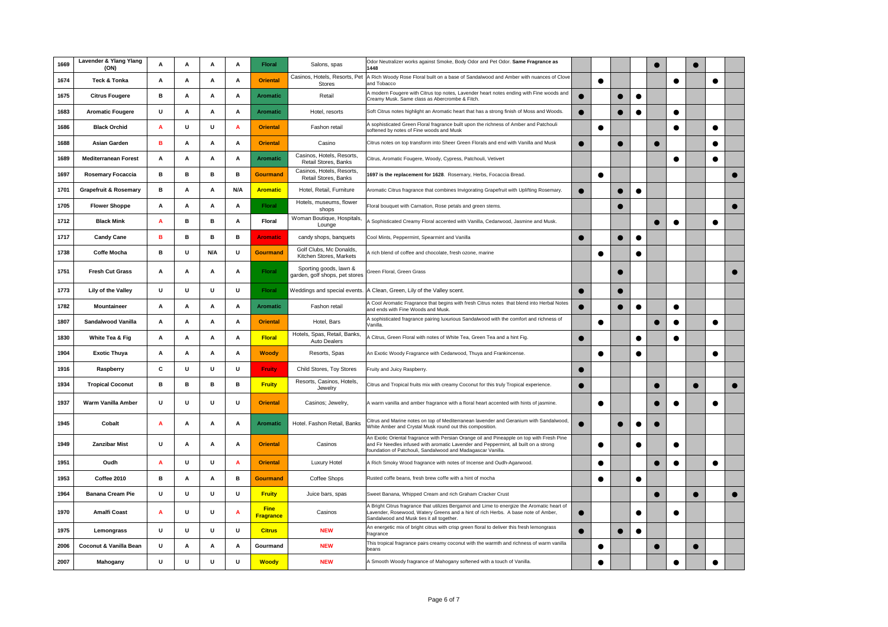| | | | | | | | | | | | | | | | | | |
|---|---|---|---|---|---|---|---|---|---|---|---|---|---|---|---|---|---|
| 1669 | Lavender & Ylang Ylang (ON) | A | A | A | A | Floral | Salons, spas | Odor Neutralizer works against Smoke, Body Odor and Pet Odor. **Same Fragrance as 1448** | | | | | ● | | ● | | |
| 1674 | Teck & Tonka | A | A | A | A | Oriental | Casinos, Hotels, Resorts, Pet Stores | A Rich Woody Rose Floral built on a base of Sandalwood and Amber with nuances of Clove and Tobacco | | ● | | | | ● | | ● | |
| 1675 | Citrus Fougere | B | A | A | A | Aromatic | Retail | A modern Fougere with Citrus top notes, Lavender heart notes ending with Fine woods and Creamy Musk. Same class as Abercrombe & Fitch. | ● | | ● | ● | | | | | |
| 1683 | Aromatic Fougere | U | A | A | A | Aromatic | Hotel, resorts | Soft Citrus notes highlight an Aromatic heart that has a strong finish of Moss and Woods. | ● | | ● | ● | | ● | | | |
| 1686 | Black Orchid | A | U | U | A | Oriental | Fashon retail | A sophisticated Green Floral fragrance built upon the richness of Amber and Patchouli softened by notes of Fine woods and Musk | | ● | | | | ● | | ● | |
| 1688 | Asian Garden | B | A | A | A | Oriental | Casino | Citrus notes on top transform into Sheer Green Florals and end with Vanilla and Musk | ● | | ● | | ● | | | ● | |
| 1689 | Mediterranean Forest | A | A | A | A | Aromatic | Casinos, Hotels, Resorts, Retail Stores, Banks | Citrus, Aromatic Fougere, Woody, Cypress, Patchouli, Vetivert | | | | | | ● | | ● | |
| 1697 | Rosemary Focaccia | B | B | B | B | Gourmand | Casinos, Hotels, Resorts, Retail Stores, Banks | **1697 is the replacement for 1628**. Rosemary, Herbs, Focaccia Bread. | | ● | | | | | | | ● |
| 1701 | Grapefruit & Rosemary | B | A | A | N/A | Aromatic | Hotel, Retail, Furniture | Aromatic Citrus fragrance that combines Invigorating Grapefruit with Uplifting Rosemary. | ● | | ● | ● | | | | | |
| 1705 | Flower Shoppe | A | A | A | A | Floral | Hotels, museums, flower shops | Floral bouquet with Carnation, Rose petals and green stems. | | | ● | | | | | | ● |
| 1712 | Black Mink | A | B | B | A | Floral | Woman Boutique, Hospitals, Lounge | A Sophisticated Creamy Floral accented with Vanilla, Cedarwood, Jasmine and Musk. | | | | | ● | ● | | ● | |
| 1717 | Candy Cane | B | B | B | B | Aromatic | candy shops, banquets | Cool Mints, Peppermint, Spearmint and Vanilla | ● | | ● | ● | | | | | |
| 1738 | Coffe Mocha | B | U | N/A | U | Gourmand | Golf Clubs, Mc Donalds, Kitchen Stores, Markets | A rich blend of coffee and chocolate, fresh ozone, marine | | ● | | ● | | | | | |
| 1751 | Fresh Cut Grass | A | A | A | A | Floral | Sporting goods, lawn & garden, golf shops, pet stores | Green Floral, Green Grass | | | ● | | | | | | ● |
| 1773 | Lily of the Valley | U | U | U | U | Floral | Weddings and special events. | A Clean, Green, Lily of the Valley scent. | ● | | ● | | | | | | |
| 1782 | Mountaineer | A | A | A | A | Aromatic | Fashon retail | A Cool Aromatic Fragrance that begins with fresh Citrus notes that blend into Herbal Notes and ends with Fine Woods and Musk. | ● | | ● | ● | | ● | | | |
| 1807 | Sandalwood Vanilla | A | A | A | A | Oriental | Hotel, Bars | A sophisticated fragrance pairing luxurious Sandalwood with the comfort and richness of Vanilla. | | ● | | | ● | ● | | ● | |
| 1830 | White Tea & Fig | A | A | A | A | Floral | Hotels, Spas, Retail, Banks, Auto Dealers | A Citrus, Green Floral with notes of White Tea, Green Tea and a hint Fig. | ● | | | ● | | ● | | | |
| 1904 | Exotic Thuya | A | A | A | A | Woody | Resorts, Spas | An Exotic Woody Fragrance with Cedarwood, Thuya and Frankincense. | | ● | | ● | | | | ● | |
| 1916 | Raspberry | C | U | U | U | Fruity | Child Stores, Toy Stores | Fruity and Juicy Raspberry. | ● | | | | | | | | |
| 1934 | Tropical Coconut | B | B | B | B | Fruity | Resorts, Casinos, Hotels, Jewelry | Citrus and Tropical fruits mix with creamy Coconut for this truly Tropical experience. | ● | | | | ● | | ● | | ● |
| 1937 | Warm Vanilla Amber | U | U | U | U | Oriental | Casinos; Jewelry, | A warm vanilla and amber fragrance with a floral heart accented with hints of jasmine. | | ● | | | ● | ● | | ● | |
| 1945 | Cobalt | A | A | A | A | Aromatic | Hotel. Fashon Retail, Banks | Citrus and Marine notes on top of Mediterranean lavender and Geranium with Sandalwood, White Amber and Crystal Musk round out this composition. | ● | | ● | ● | ● | | | | |
| 1949 | Zanzibar Mist | U | A | A | A | Oriental | Casinos | An Exotic Oriental fragrance with Persian Orange oil and Pineapple on top with Fresh Pine and Fir Needles infused with aromatic Lavender and Peppermint, all built on a strong foundation of Patchouli, Sandalwood and Madagascar Vanilla. | | ● | | ● | | ● | | | |
| 1951 | Oudh | A | U | U | A | Oriental | Luxury Hotel | A Rich Smoky Wood fragrance with notes of Incense and Oudh-Agarwood. | | ● | | | ● | ● | | ● | |
| 1953 | Coffee 2010 | B | A | A | B | Gourmand | Coffee Shops | Rusted coffe beans, fresh brew coffe with a hint of mocha | | ● | | ● | | | | | |
| 1964 | Banana Cream Pie | U | U | U | U | Fruity | Juice bars, spas | Sweet Banana, Whipped Cream and rich Graham Cracker Crust | | | | | ● | | ● | | ● |
| 1970 | Amalfi Coast | A | U | U | A | Fine Fragrance | Casinos | A Bright Citrus fragrance that utilizes Bergamot and Lime to energize the Aromatic heart of Lavender, Rosewood, Watery Greens and a hint of rich Herbs. A base note of Amber, Sandalwood and Musk ties it all together. | ● | | | ● | | ● | | | |
| 1975 | Lemongrass | U | U | U | U | Citrus | NEW | An energetic mix of bright citrus with crisp green floral to deliver this fresh lemongrass fragrance | ● | | ● | ● | | | | | |
| 2006 | Coconut & Vanilla Bean | U | A | A | A | Gourmand | NEW | This tropical fragrance pairs creamy coconut with the warmth and richness of warm vanilla beans | | ● | | | ● | | ● | | |
| 2007 | Mahogany | U | U | U | U | Woody | NEW | A Smooth Woody fragrance of Mahogany softened with a touch of Vanilla. | | ● | | | | ● | | ● | |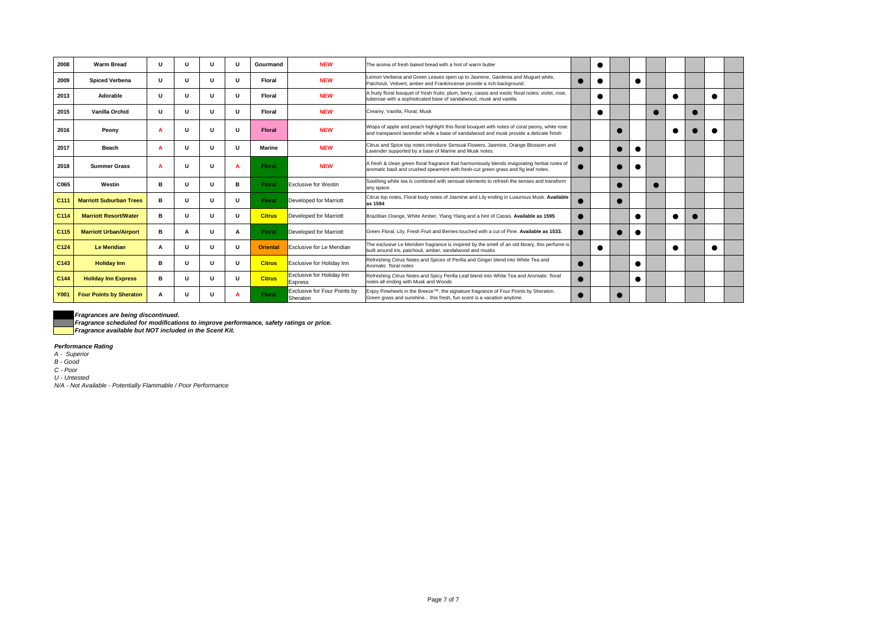| | | | | | | | | | | | | | | | | | |
|---|---|---|---|---|---|---|---|---|---|---|---|---|---|---|---|---|---|
| 2008 | **Warm Bread** | U | U | U | U | Gourmand | **NEW** | The aroma of fresh baked bread with a hint of warm butter | | ● | | | | | | | |
| 2009 | **Spiced Verbena** | U | U | U | U | Floral | **NEW** | Lemon Verbena and Green Leaves open up to Jasmine, Gardenia and Muguet while, Patchouli, Vetivert, amber and Frankincense provide a rich background. | ● | ● | | ● | | | | | |
| 2013 | **Adorable** | U | U | U | U | Floral | **NEW** | A fruity floral bouquet of fresh fruits; plum, berry, cassis and exotic floral notes; violet, rose, tuberose with a sophisticated base of sandalwood, musk and vanilla | | ● | | | | ● | | ● | |
| 2015 | **Vanilla Orchid** | U | U | U | U | Floral | **NEW** | Creamy, Vanilla, Floral, Musk | | ● | | | ● | | ● | | |
| 2016 | **Peony** | A | U | U | U | Floral | **NEW** | Wisps of apple and peach highlight this floral bouquet with notes of coral peony, white rose and transparent lavender while a base of sandalwood and musk provide a delicate finish | | | ● | | | ● | ● | ● | |
| 2017 | **Beach** | A | U | U | U | Marine | **NEW** | Citrus and Spice top notes introduce Sensual Flowers, Jasmine, Orange Blossom and Lavender supported by a base of Marine and Musk notes. | ● | | ● | ● | | | | | |
| 2018 | **Summer Grass** | A | U | U | A | Floral | **NEW** | A fresh & clean green floral fragrance that harmoniously blends invigorating herbal notes of aromatic basil and crushed spearmint with fresh-cut green grass and fig leaf notes. | ● | | ● | ● | | | | | |
| C065 | **Westin** | B | U | U | B | Floral | Exclusive for Westin | Soothing white tea is combined with sensual elements to refresh the senses and transform any space. | | | ● | | ● | | | | |
| C111 | **Marriott Suburban Trees** | B | U | U | U | Floral | Developed for Marriott | Citrus top notes, Floral body notes of Jasmine and Lily ending in Luxurious Musk. **Available as 1594** | ● | | ● | | | | | | |
| C114 | **Marriott Resort/Water** | B | U | U | U | Citrus | Developed for Marriott | Brazillian Orange, White Amber, Ylang Ylang and a hint of Cassis. **Available as 1595** | ● | | | ● | | ● | ● | | |
| C115 | **Marriott Urban/Airport** | B | A | U | A | Floral | Developed for Marriott | Green Floral, Lily, Fresh Fruit and Berries touched with a cut of Pine. **Available as 1533.** | ● | | ● | ● | | | | | |
| C124 | **Le Meridian** | A | U | U | U | Oriental | Exclusive for Le Meridian | The exclusive Le Meridien fragrance is inspired by the smell of an old library, this perfume is built around iris, patchouli, amber, sandalwood and musks | | ● | | | | ● | | ● | |
| C143 | **Holiday Inn** | B | U | U | U | Citrus | Exclusive for Holiday Inn | Refreshing Citrus Notes and Spices of Perilla and Ginger blend into White Tea and Aromatic floral notes | ● | | | ● | | | | | |
| C144 | **Holiday Inn Express** | B | U | U | U | Citrus | Exclusive for Holiday Inn Express | Refreshing Citrus Notes and Spicy Perilla Leaf blend into White Tea and Aromatic floral notes all ending with Musk and Woods | ● | | | ● | | | | | |
| Y001 | **Four Points by Sheraton** | A | U | U | A | Floral | Exclusive for Four Points by Sheraton | Enjoy Pinwheels in the Breeze™, the signature fragrance of Four Points by Sheraton. Green grass and sunshine... this fresh, fun scent is a vacation anytime. | ● | | ● | | | | | | |

***Fragrances are being discontinued.***
***Fragrance scheduled for modifications to improve performance, safety ratings or price.***
***Fragrance available but NOT included in the Scent Kit.***

***Performance Rating***

*A - Superior*
*B - Good*
*C - Poor*
*U - Untested*
*N/A - Not Available - Potentially Flammable / Poor Performance*